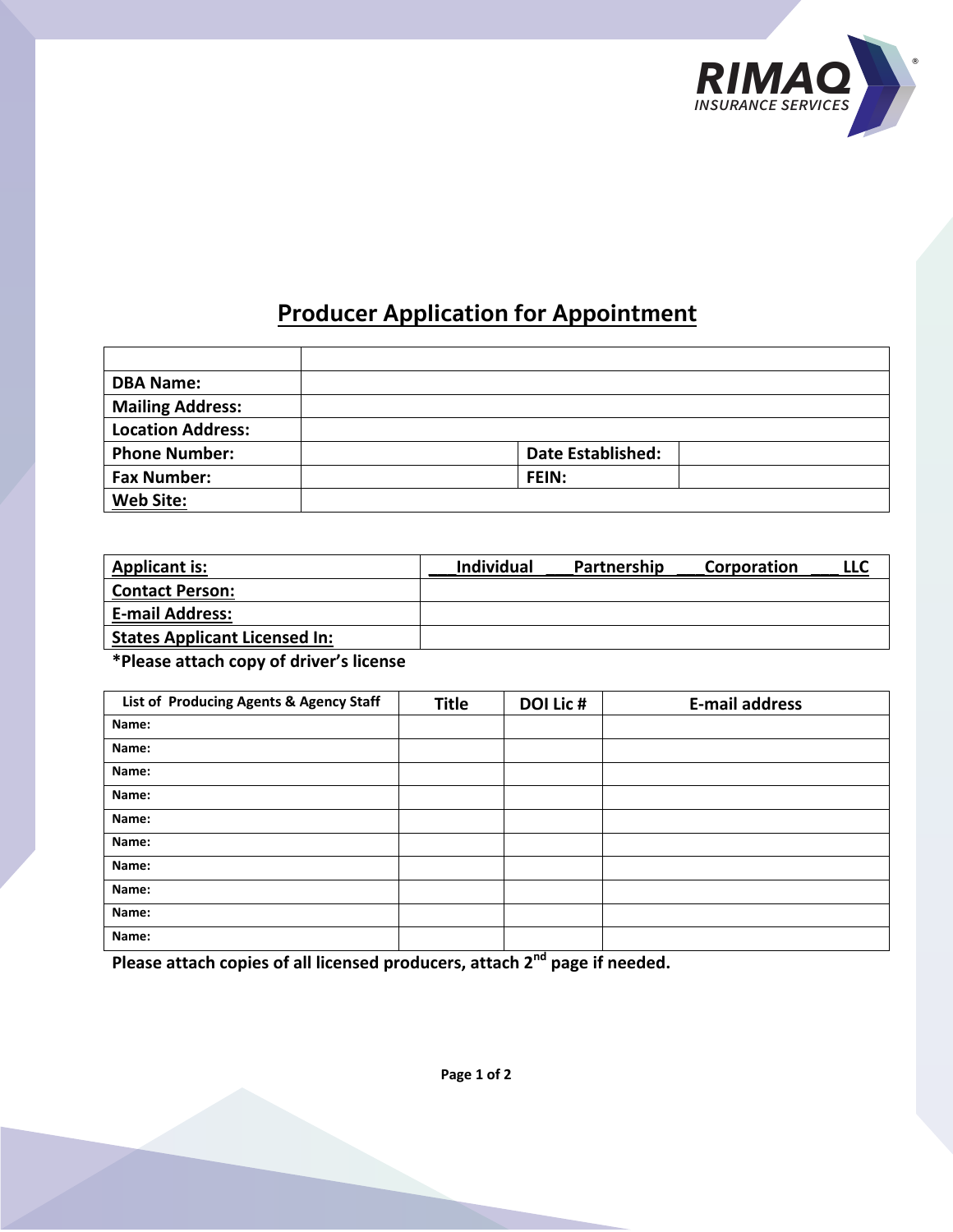RIMAQ INSURANCE SERVICES

# Producer Application for Appointment

| | | | |
|---|---|---|---|
| DBA Name: | | | |
| Mailing Address: | | | |
| Location Address: | | | |
| Phone Number: | | Date Established: | |
| Fax Number: | | FEIN: | |
| Web Site: | | | |

| | |
|---|---|
| Applicant is: | ___Individual ___Partnership ___Corporation ___ LLC |
| Contact Person: | |
| E-mail Address: | |
| States Applicant Licensed In: | |

*Please attach copy of driver's license

| List of Producing Agents & Agency Staff | Title | DOI Lic # | E-mail address |
|---|---|---|---|
| Name: | | | |
| Name: | | | |
| Name: | | | |
| Name: | | | |
| Name: | | | |
| Name: | | | |
| Name: | | | |
| Name: | | | |
| Name: | | | |
| Name: | | | |

Please attach copies of all licensed producers, attach 2nd page if needed.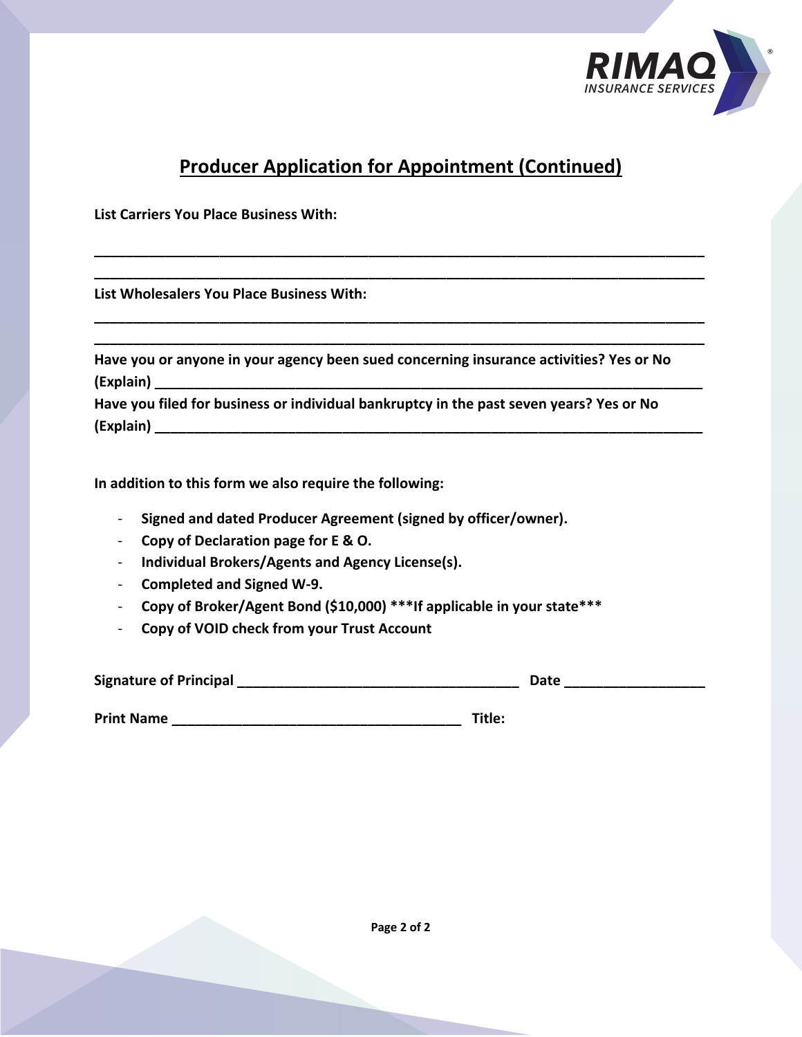RIMAQ INSURANCE SERVICES

## Producer Application for Appointment (Continued)

**List Carriers You Place Business With:**

______________________________________________________________________________

______________________________________________________________________________

**List Wholesalers You Place Business With:**

______________________________________________________________________________

______________________________________________________________________________

**Have you or anyone in your agency been sued concerning insurance activities? Yes or No**
**(Explain)** ______________________________________________________________________

**Have you filed for business or individual bankruptcy in the past seven years? Yes or No**
**(Explain)** ______________________________________________________________________

**In addition to this form we also require the following:**

- **Signed and dated Producer Agreement (signed by officer/owner).**
- **Copy of Declaration page for E & O.**
- **Individual Brokers/Agents and Agency License(s).**
- **Completed and Signed W-9.**
- **Copy of Broker/Agent Bond ($10,000) ***If applicable in your state*****
- **Copy of VOID check from your Trust Account**

**Signature of Principal** ____________________________________ **Date** _________________

**Print Name** ____________________________________ **Title:**